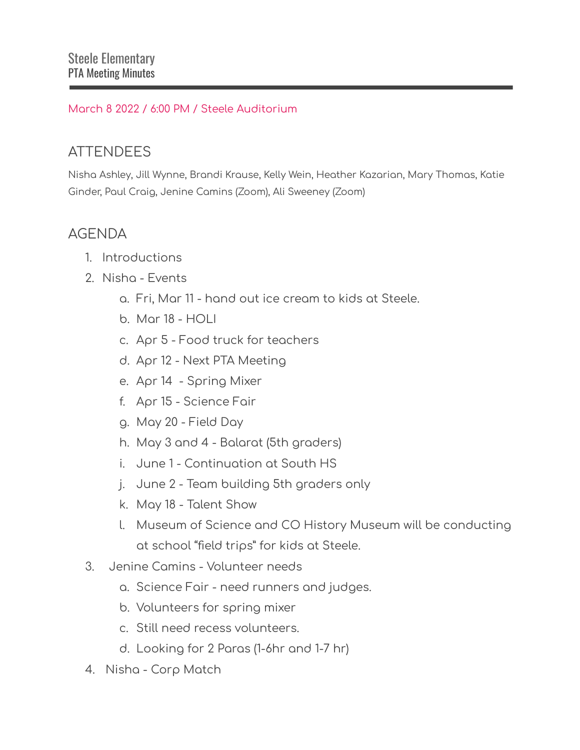# Steele Elementary
## PTA Meeting Minutes

March 8 2022 / 6:00 PM / Steele Auditorium

## ATTENDEES

Nisha Ashley, Jill Wynne, Brandi Krause, Kelly Wein, Heather Kazarian, Mary Thomas, Katie Ginder, Paul Craig, Jenine Camins (Zoom), Ali Sweeney (Zoom)

## AGENDA

1. Introductions
2. Nisha - Events
    a. Fri, Mar 11 - hand out ice cream to kids at Steele.
    b. Mar 18 - HOLI
    c. Apr 5 - Food truck for teachers
    d. Apr 12 - Next PTA Meeting
    e. Apr 14 - Spring Mixer
    f. Apr 15 - Science Fair
    g. May 20 - Field Day
    h. May 3 and 4 - Balarat (5th graders)
    i. June 1 - Continuation at South HS
    j. June 2 - Team building 5th graders only
    k. May 18 - Talent Show
    l. Museum of Science and CO History Museum will be conducting at school "field trips" for kids at Steele.
3. Jenine Camins - Volunteer needs
    a. Science Fair - need runners and judges.
    b. Volunteers for spring mixer
    c. Still need recess volunteers.
    d. Looking for 2 Paras (1-6hr and 1-7 hr)
4. Nisha - Corp Match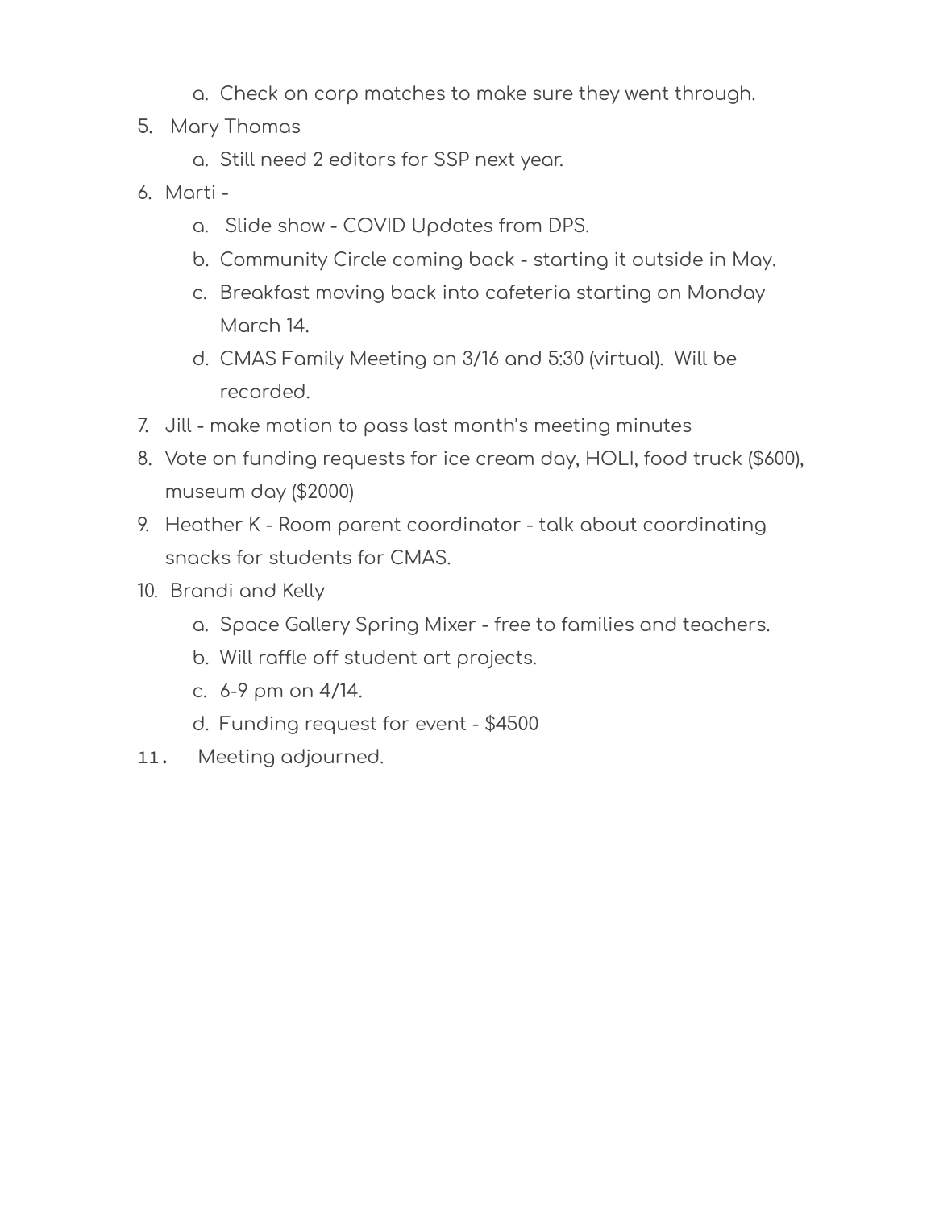a. Check on corp matches to make sure they went through.

5. Mary Thomas
   a. Still need 2 editors for SSP next year.
6. Marti -
   a. Slide show - COVID Updates from DPS.
   b. Community Circle coming back - starting it outside in May.
   c. Breakfast moving back into cafeteria starting on Monday March 14.
   d. CMAS Family Meeting on 3/16 and 5:30 (virtual). Will be recorded.
7. Jill - make motion to pass last month's meeting minutes
8. Vote on funding requests for ice cream day, HOLI, food truck ($600), museum day ($2000)
9. Heather K - Room parent coordinator - talk about coordinating snacks for students for CMAS.
10. Brandi and Kelly
    a. Space Gallery Spring Mixer - free to families and teachers.
    b. Will raffle off student art projects.
    c. 6-9 pm on 4/14.
    d. Funding request for event - $4500
11. Meeting adjourned.